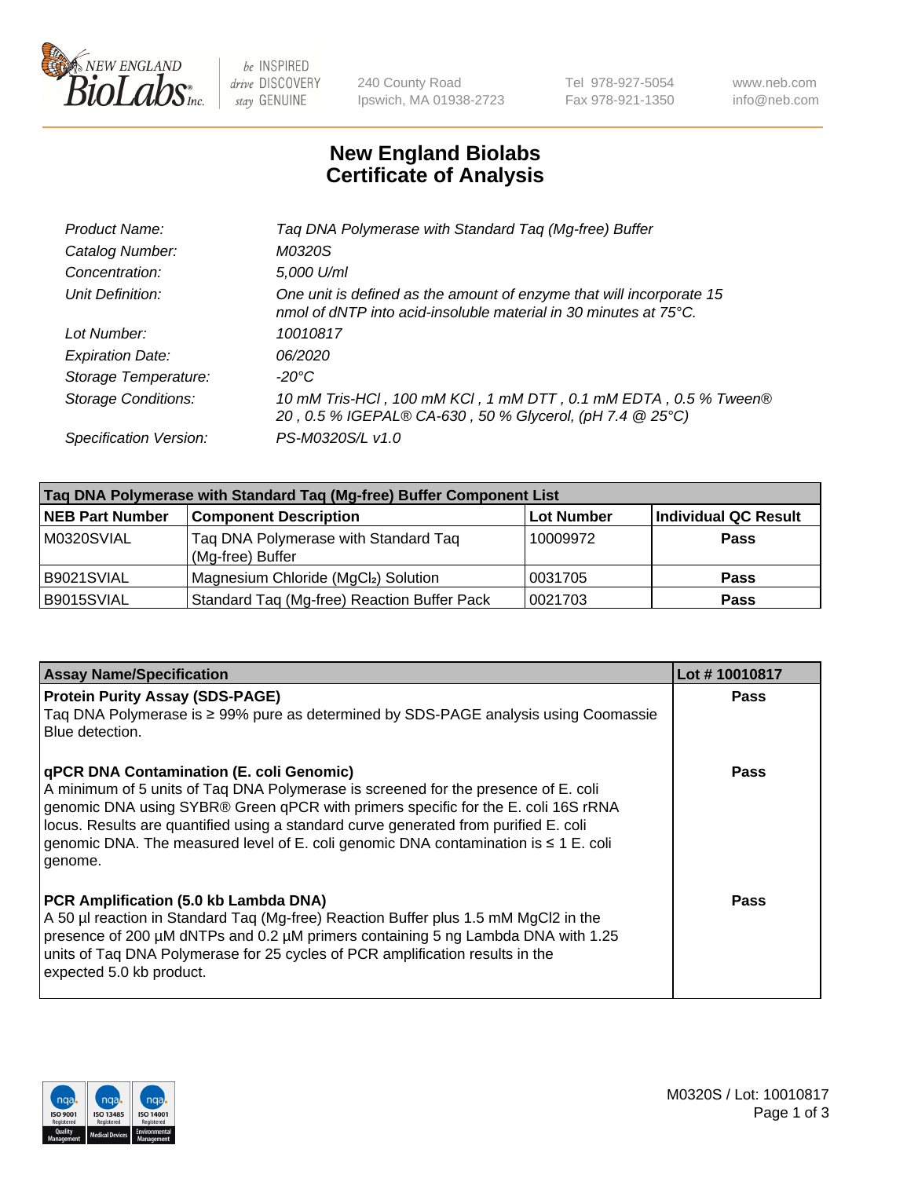# New England Biolabs Certificate of Analysis

| | |
|---|---|
| *Product Name:* | *Taq DNA Polymerase with Standard Taq (Mg-free) Buffer* |
| *Catalog Number:* | *M0320S* |
| *Concentration:* | *5,000 U/ml* |
| *Unit Definition:* | *One unit is defined as the amount of enzyme that will incorporate 15 nmol of dNTP into acid-insoluble material in 30 minutes at 75°C.* |
| *Lot Number:* | *10010817* |
| *Expiration Date:* | *06/2020* |
| *Storage Temperature:* | *-20°C* |
| *Storage Conditions:* | *10 mM Tris-HCl , 100 mM KCl , 1 mM DTT , 0.1 mM EDTA , 0.5 % Tween® 20 , 0.5 % IGEPAL® CA-630 , 50 % Glycerol, (pH 7.4 @ 25°C)* |
| *Specification Version:* | *PS-M0320S/L v1.0* |

| Taq DNA Polymerase with Standard Taq (Mg-free) Buffer Component List | | | |
|---|---|---|---|
| **NEB Part Number** | **Component Description** | **Lot Number** | **Individual QC Result** |
| M0320SVIAL | Taq DNA Polymerase with Standard Taq (Mg-free) Buffer | 10009972 | **Pass** |
| B9021SVIAL | Magnesium Chloride ($MgCl_2$) Solution | 0031705 | **Pass** |
| B9015SVIAL | Standard Taq (Mg-free) Reaction Buffer Pack | 0021703 | **Pass** |

| Assay Name/Specification | Lot # 10010817 |
|---|---|
| **Protein Purity Assay (SDS-PAGE)**<br>Taq DNA Polymerase is ≥ 99% pure as determined by SDS-PAGE analysis using Coomassie Blue detection. | **Pass** |
| **qPCR DNA Contamination (E. coli Genomic)**<br>A minimum of 5 units of Taq DNA Polymerase is screened for the presence of E. coli genomic DNA using SYBR® Green qPCR with primers specific for the E. coli 16S rRNA locus. Results are quantified using a standard curve generated from purified E. coli genomic DNA. The measured level of E. coli genomic DNA contamination is ≤ 1 E. coli genome. | **Pass** |
| **PCR Amplification (5.0 kb Lambda DNA)**<br>A 50 µl reaction in Standard Taq (Mg-free) Reaction Buffer plus 1.5 mM $MgCl_2$ in the presence of 200 µM dNTPs and 0.2 µM primers containing 5 ng Lambda DNA with 1.25 units of Taq DNA Polymerase for 25 cycles of PCR amplification results in the expected 5.0 kb product. | **Pass** |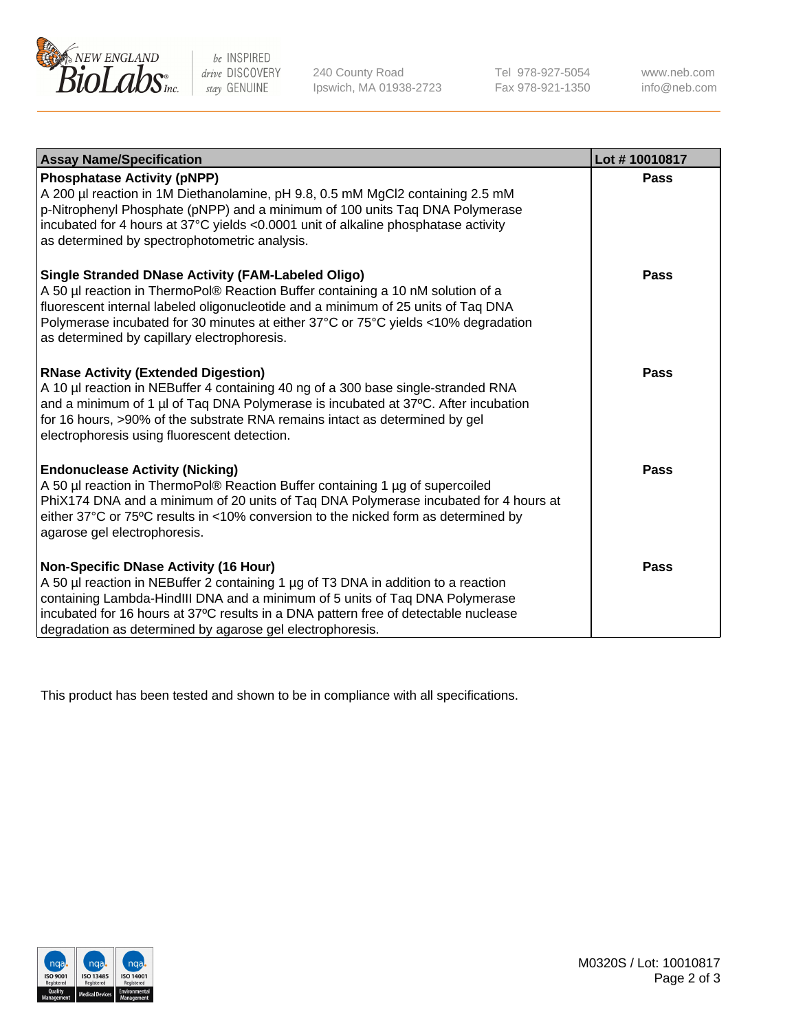| Assay Name/Specification | Lot # 10010817 |
| --- | --- |
| **Phosphatase Activity (pNPP)**<br>A 200 µl reaction in 1M Diethanolamine, pH 9.8, 0.5 mM $MgCl_2$ containing 2.5 mM p-Nitrophenyl Phosphate (pNPP) and a minimum of 100 units Taq DNA Polymerase incubated for 4 hours at 37°C yields <0.0001 unit of alkaline phosphatase activity as determined by spectrophotometric analysis. | **Pass** |
| **Single Stranded DNase Activity (FAM-Labeled Oligo)**<br>A 50 µl reaction in ThermoPol® Reaction Buffer containing a 10 nM solution of a fluorescent internal labeled oligonucleotide and a minimum of 25 units of Taq DNA Polymerase incubated for 30 minutes at either 37°C or 75°C yields <10% degradation as determined by capillary electrophoresis. | **Pass** |
| **RNase Activity (Extended Digestion)**<br>A 10 µl reaction in NEBuffer 4 containing 40 ng of a 300 base single-stranded RNA and a minimum of 1 µl of Taq DNA Polymerase is incubated at 37ºC. After incubation for 16 hours, >90% of the substrate RNA remains intact as determined by gel electrophoresis using fluorescent detection. | **Pass** |
| **Endonuclease Activity (Nicking)**<br>A 50 µl reaction in ThermoPol® Reaction Buffer containing 1 µg of supercoiled PhiX174 DNA and a minimum of 20 units of Taq DNA Polymerase incubated for 4 hours at either 37°C or 75ºC results in <10% conversion to the nicked form as determined by agarose gel electrophoresis. | **Pass** |
| **Non-Specific DNase Activity (16 Hour)**<br>A 50 µl reaction in NEBuffer 2 containing 1 µg of T3 DNA in addition to a reaction containing Lambda-HindIII DNA and a minimum of 5 units of Taq DNA Polymerase incubated for 16 hours at 37ºC results in a DNA pattern free of detectable nuclease degradation as determined by agarose gel electrophoresis. | **Pass** |

This product has been tested and shown to be in compliance with all specifications.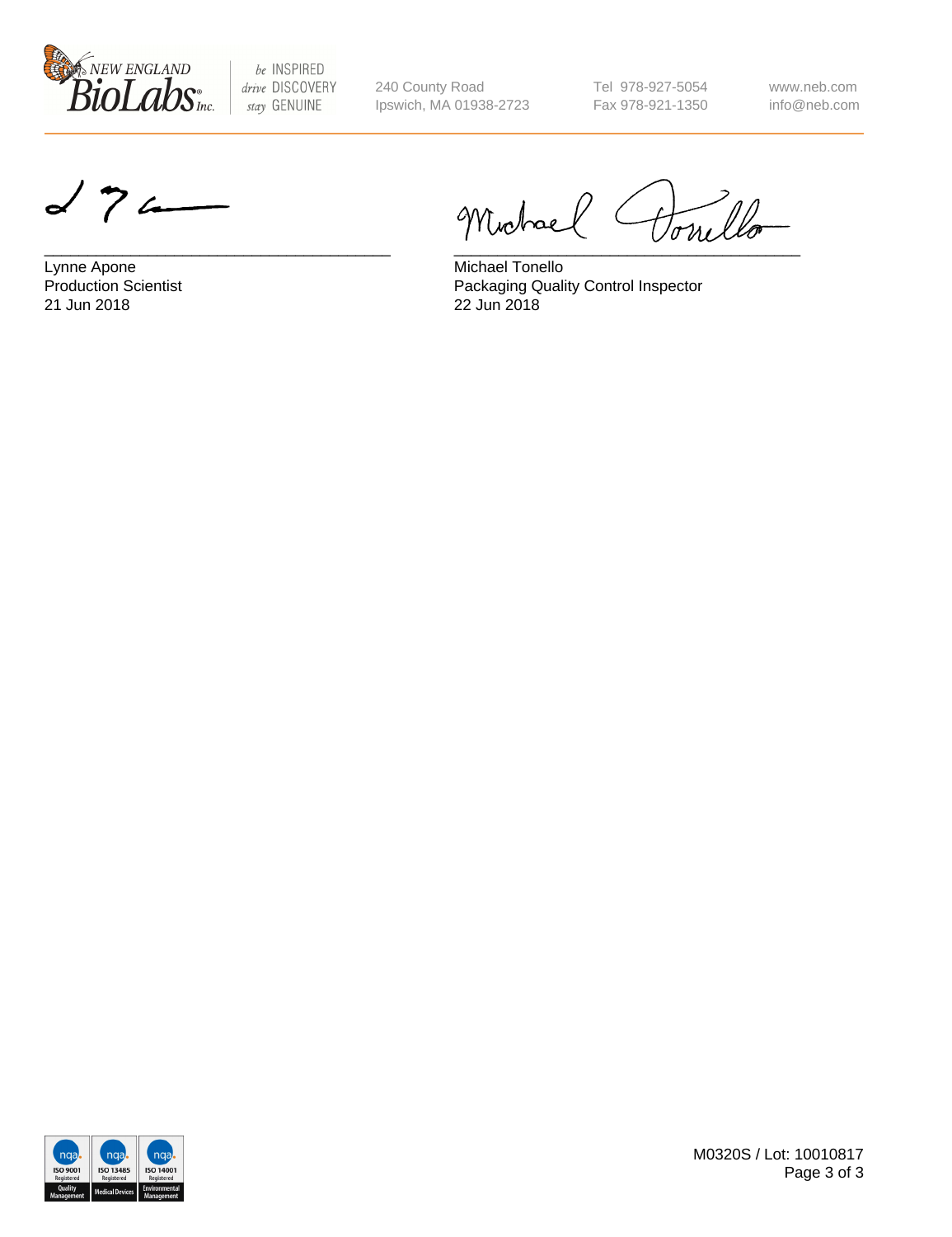Lynne Apone
Production Scientist
21 Jun 2018

Michael Tonello
Packaging Quality Control Inspector
22 Jun 2018

M0320S / Lot: 10010817